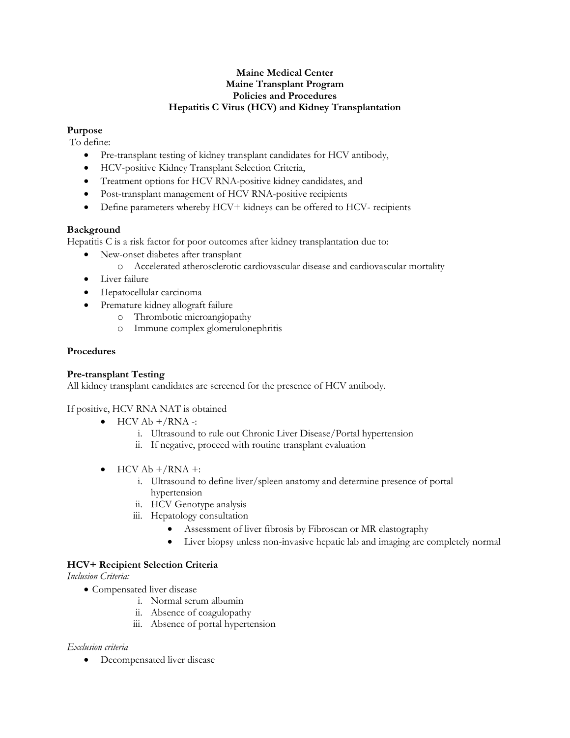# Maine Medical Center
# Maine Transplant Program
# Policies and Procedures
# Hepatitis C Virus (HCV) and Kidney Transplantation

**Purpose**

To define:

- Pre-transplant testing of kidney transplant candidates for HCV antibody,
- HCV-positive Kidney Transplant Selection Criteria,
- Treatment options for HCV RNA-positive kidney candidates, and
- Post-transplant management of HCV RNA-positive recipients
- Define parameters whereby HCV+ kidneys can be offered to HCV- recipients

**Background**

Hepatitis C is a risk factor for poor outcomes after kidney transplantation due to:

- New-onset diabetes after transplant
  - Accelerated atherosclerotic cardiovascular disease and cardiovascular mortality
- Liver failure
- Hepatocellular carcinoma
- Premature kidney allograft failure
  - Thrombotic microangiopathy
  - Immune complex glomerulonephritis

**Procedures**

**Pre-transplant Testing**

All kidney transplant candidates are screened for the presence of HCV antibody.

If positive, HCV RNA NAT is obtained

- HCV Ab +/RNA -:
  1. Ultrasound to rule out Chronic Liver Disease/Portal hypertension
  2. If negative, proceed with routine transplant evaluation

- HCV Ab +/RNA +:
  1. Ultrasound to define liver/spleen anatomy and determine presence of portal hypertension
  2. HCV Genotype analysis
  3. Hepatology consultation
     - Assessment of liver fibrosis by Fibroscan or MR elastography
     - Liver biopsy unless non-invasive hepatic lab and imaging are completely normal

**HCV+ Recipient Selection Criteria**

*Inclusion Criteria:*

- Compensated liver disease
  1. Normal serum albumin
  2. Absence of coagulopathy
  3. Absence of portal hypertension

*Exclusion criteria*

- Decompensated liver disease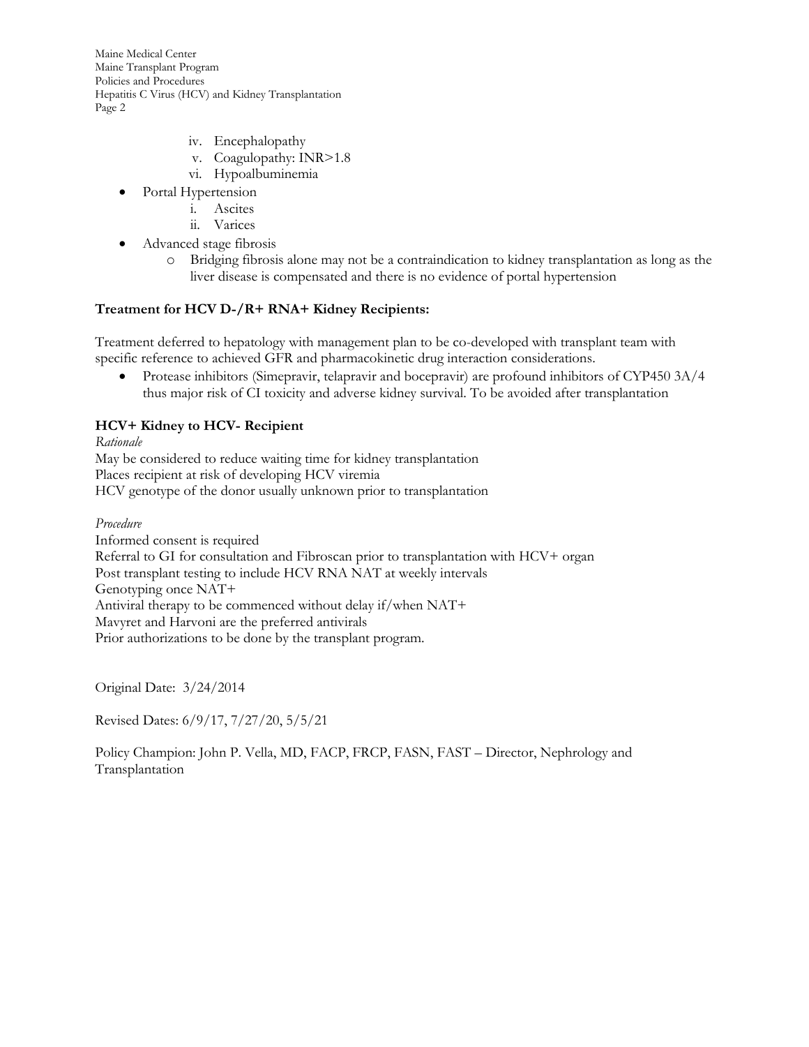iv. Encephalopathy
    v. Coagulopathy: INR>1.8
    vi. Hypoalbuminemia

- Portal Hypertension
    i. Ascites
    ii. Varices
- Advanced stage fibrosis
    - Bridging fibrosis alone may not be a contraindication to kidney transplantation as long as the liver disease is compensated and there is no evidence of portal hypertension

**Treatment for HCV D-/R+ RNA+ Kidney Recipients:**

Treatment deferred to hepatology with management plan to be co-developed with transplant team with specific reference to achieved GFR and pharmacokinetic drug interaction considerations.

- Protease inhibitors (Simepravir, telapravir and bocepravir) are profound inhibitors of CYP450 3A/4 thus major risk of CI toxicity and adverse kidney survival. To be avoided after transplantation

**HCV+ Kidney to HCV- Recipient**

*Rationale*

May be considered to reduce waiting time for kidney transplantation
Places recipient at risk of developing HCV viremia
HCV genotype of the donor usually unknown prior to transplantation

*Procedure*

Informed consent is required
Referral to GI for consultation and Fibroscan prior to transplantation with HCV+ organ
Post transplant testing to include HCV RNA NAT at weekly intervals
Genotyping once NAT+
Antiviral therapy to be commenced without delay if/when NAT+
Mavyret and Harvoni are the preferred antivirals
Prior authorizations to be done by the transplant program.

Original Date: 3/24/2014

Revised Dates: 6/9/17, 7/27/20, 5/5/21

Policy Champion: John P. Vella, MD, FACP, FRCP, FASN, FAST – Director, Nephrology and Transplantation